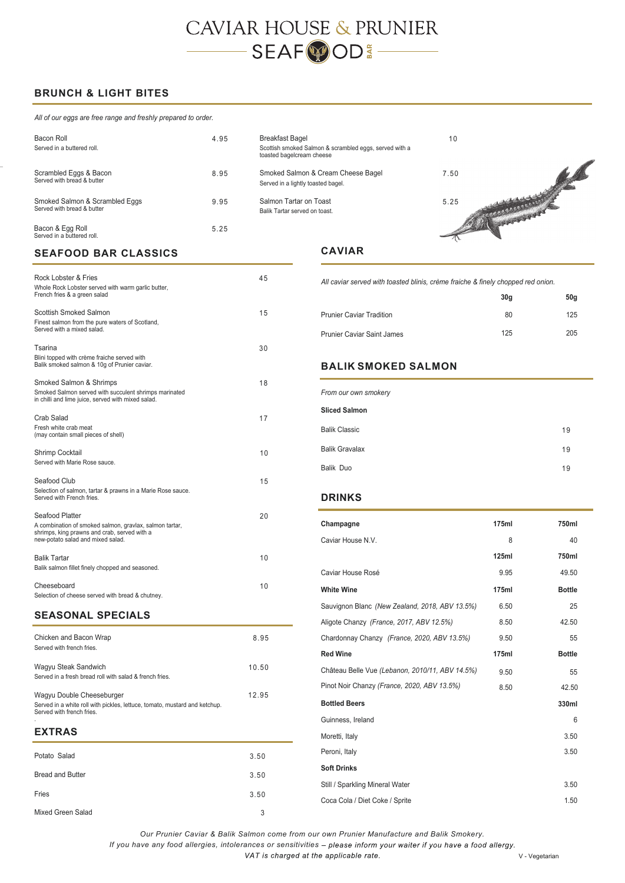# CAVIAR HOUSE & PRUNIER

SEAFOOD BAR

## BRUNCH & LIGHT BITES

*All of our eggs are free range and freshly prepared to order.*

| | |
|---|---|
| Bacon Roll<br>Served in a buttered roll. | 4.95 |
| Scrambled Eggs & Bacon<br>Served with bread & butter | 8.95 |
| Smoked Salmon & Scrambled Eggs<br>Served with bread & butter | 9.95 |
| Bacon & Egg Roll<br>Served in a buttered roll. | 5.25 |
| Breakfast Bagel<br>Scottish smoked Salmon & scrambled eggs, served with a toasted bagelcream cheese | 10 |
| Smoked Salmon & Cream Cheese Bagel<br>Served in a lightly toasted bagel. | 7.50 |
| Salmon Tartar on Toast<br>Balik Tartar served on toast. | 5.25 |

## SEAFOOD BAR CLASSICS

| | |
|---|---|
| Rock Lobster & Fries<br>Whole Rock Lobster served with warm garlic butter, French fries & a green salad | 45 |
| Scottish Smoked Salmon<br>Finest salmon from the pure waters of Scotland, Served with a mixed salad. | 15 |
| Tsarina<br>Blini topped with crème fraiche served with Balik smoked salmon & 10g of Prunier caviar. | 30 |
| Smoked Salmon & Shrimps<br>Smoked Salmon served with succulent shrimps marinated in chilli and lime juice, served with mixed salad. | 18 |
| Crab Salad<br>Fresh white crab meat (may contain small pieces of shell) | 17 |
| Shrimp Cocktail<br>Served with Marie Rose sauce. | 10 |
| Seafood Club<br>Selection of salmon, tartar & prawns in a Marie Rose sauce. Served with French fries. | 15 |
| Seafood Platter<br>A combination of smoked salmon, gravlax, salmon tartar, shrimps, king prawns and crab, served with a new-potato salad and mixed salad. | 20 |
| Balik Tartar<br>Balik salmon fillet finely chopped and seasoned. | 10 |
| Cheeseboard<br>Selection of cheese served with bread & chutney. | 10 |

## SEASONAL SPECIALS

| | |
|---|---|
| Chicken and Bacon Wrap<br>Served with french fries. | 8.95 |
| Wagyu Steak Sandwich<br>Served in a fresh bread roll with salad & french fries. | 10.50 |
| Wagyu Double Cheeseburger<br>Served in a white roll with pickles, lettuce, tomato, mustard and ketchup. Served with french fries. | 12.95 |

## EXTRAS

| | |
|---|---|
| Potato Salad | 3.50 |
| Bread and Butter | 3.50 |
| Fries | 3.50 |
| Mixed Green Salad | 3 |

## CAVIAR

*All caviar served with toasted blinis, crème fraiche & finely chopped red onion.*

| | 30g | 50g |
|---|---|---|
| Prunier Caviar Tradition | 80 | 125 |
| Prunier Caviar Saint James | 125 | 205 |

## BALIK SMOKED SALMON

*From our own smokery*

**Sliced Salmon**

| | |
|---|---|
| Balik Classic | 19 |
| Balik Gravalax | 19 |
| Balik Duo | 19 |

## DRINKS

| **Champagne** | **175ml** | **750ml** |
|---|---|---|
| Caviar House N.V. | 8 | 40 |
| | **125ml** | **750ml** |
| Caviar House Rosé | 9.95 | 49.50 |
| **White Wine** | **175ml** | **Bottle** |
| Sauvignon Blanc *(New Zealand, 2018, ABV 13.5%)* | 6.50 | 25 |
| Aligote Chanzy *(France, 2017, ABV 12.5%)* | 8.50 | 42.50 |
| Chardonnay Chanzy *(France, 2020, ABV 13.5%)* | 9.50 | 55 |
| **Red Wine** | **175ml** | **Bottle** |
| Château Belle Vue *(Lebanon, 2010/11, ABV 14.5%)* | 9.50 | 55 |
| Pinot Noir Chanzy *(France, 2020, ABV 13.5%)* | 8.50 | 42.50 |
| **Bottled Beers** | | **330ml** |
| Guinness, Ireland | | 6 |
| Moretti, Italy | | 3.50 |
| Peroni, Italy | | 3.50 |
| **Soft Drinks** | | |
| Still / Sparkling Mineral Water | | 3.50 |
| Coca Cola / Diet Coke / Sprite | | 1.50 |

*Our Prunier Caviar & Balik Salmon come from our own Prunier Manufacture and Balik Smokery.*
*If you have any food allergies, intolerances or sensitivities – please inform your waiter if you have a food allergy.*
*VAT is charged at the applicable rate.*

V - Vegetarian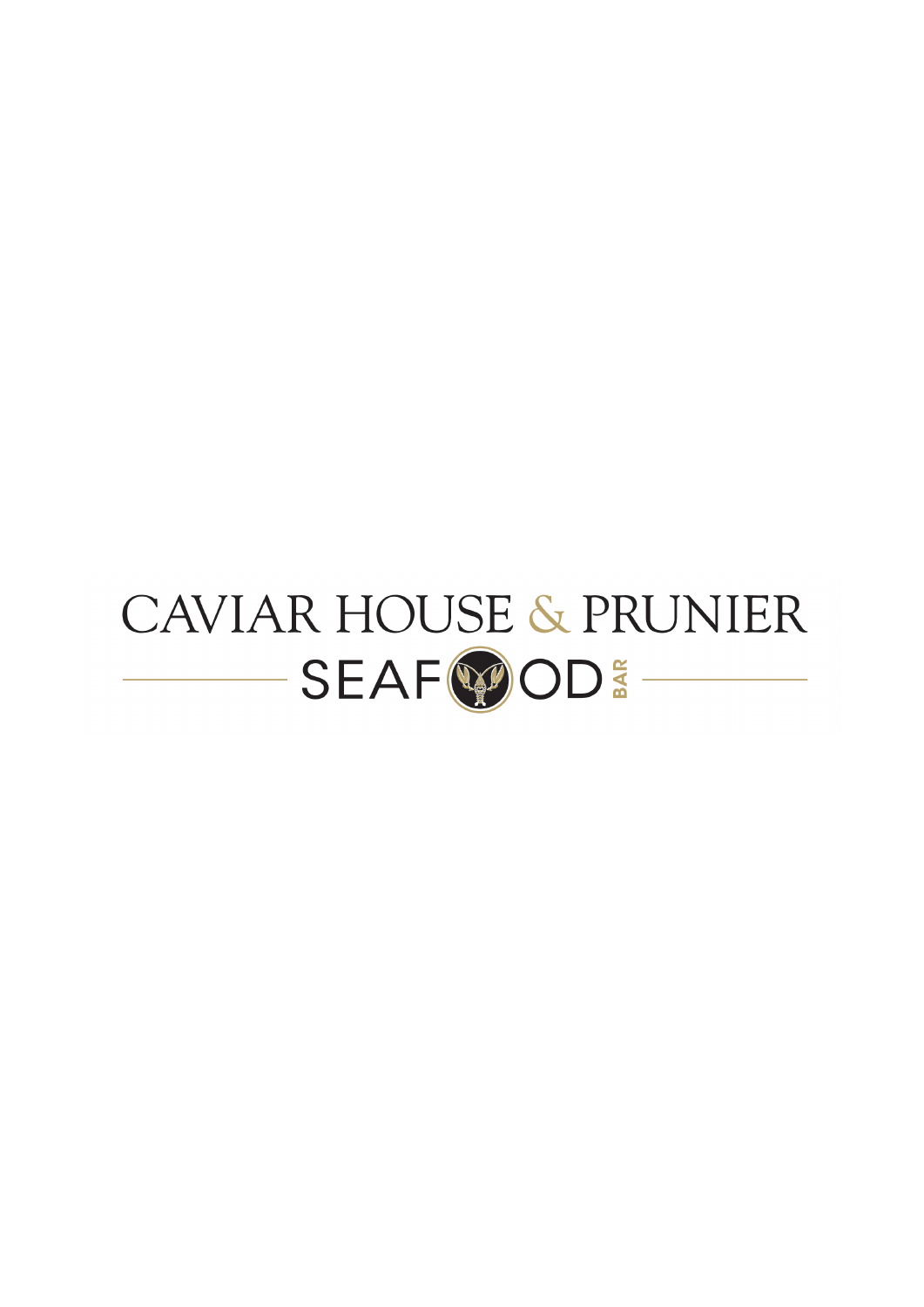CAVIAR HOUSE & PRUNIER

SEAFOOD BAR